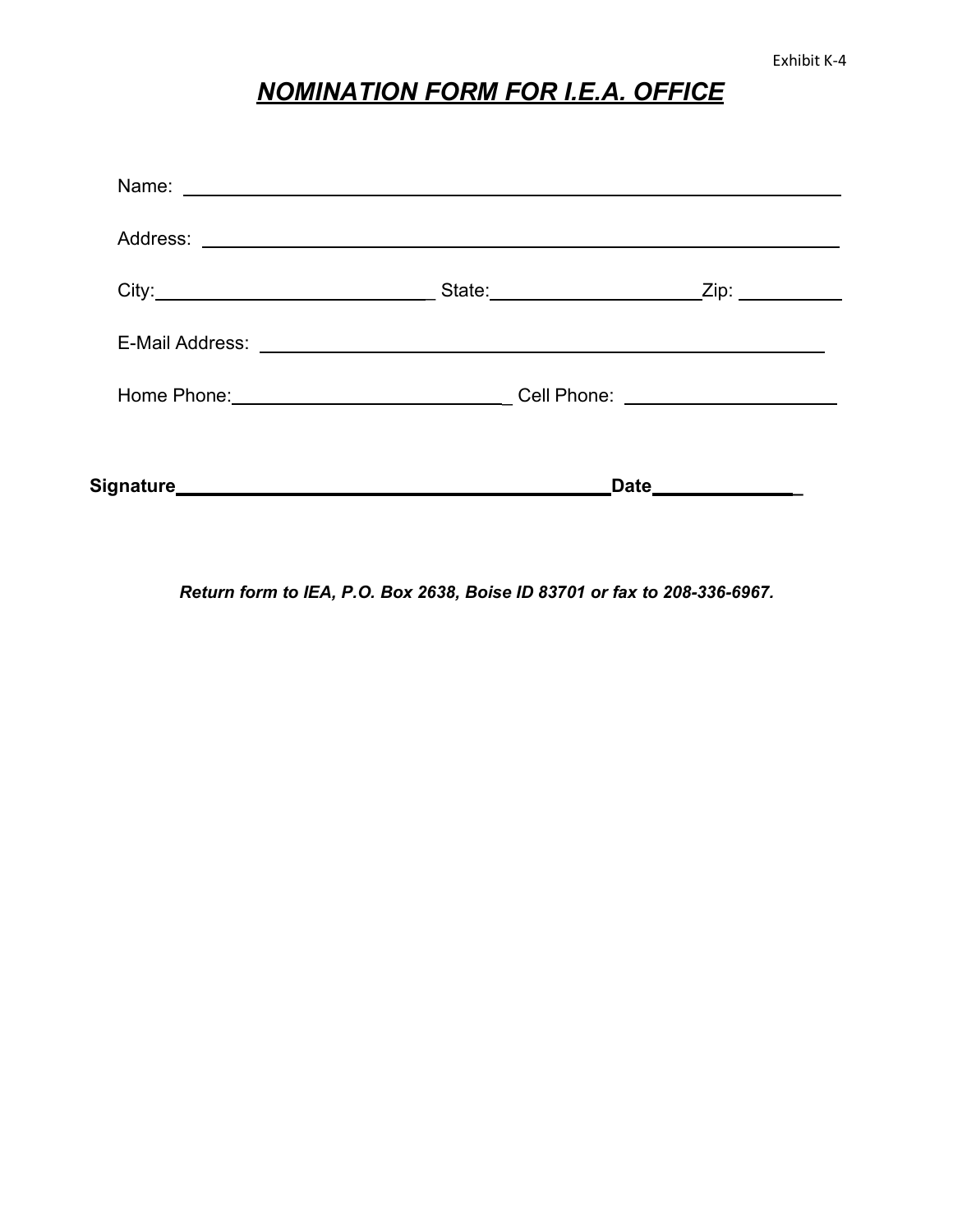Exhibit K-4

# ***NOMINATION FORM FOR I.E.A. OFFICE***

Name: ______________________________________________

Address: ______________________________________________

City: ____________________________ State: ____________________ Zip: __________

E-Mail Address: ______________________________________________

Home Phone: ___________________________ Cell Phone: ____________________

**Signature** ______________________________________ **Date** _____________

***Return form to IEA, P.O. Box 2638, Boise ID 83701 or fax to 208-336-6967.***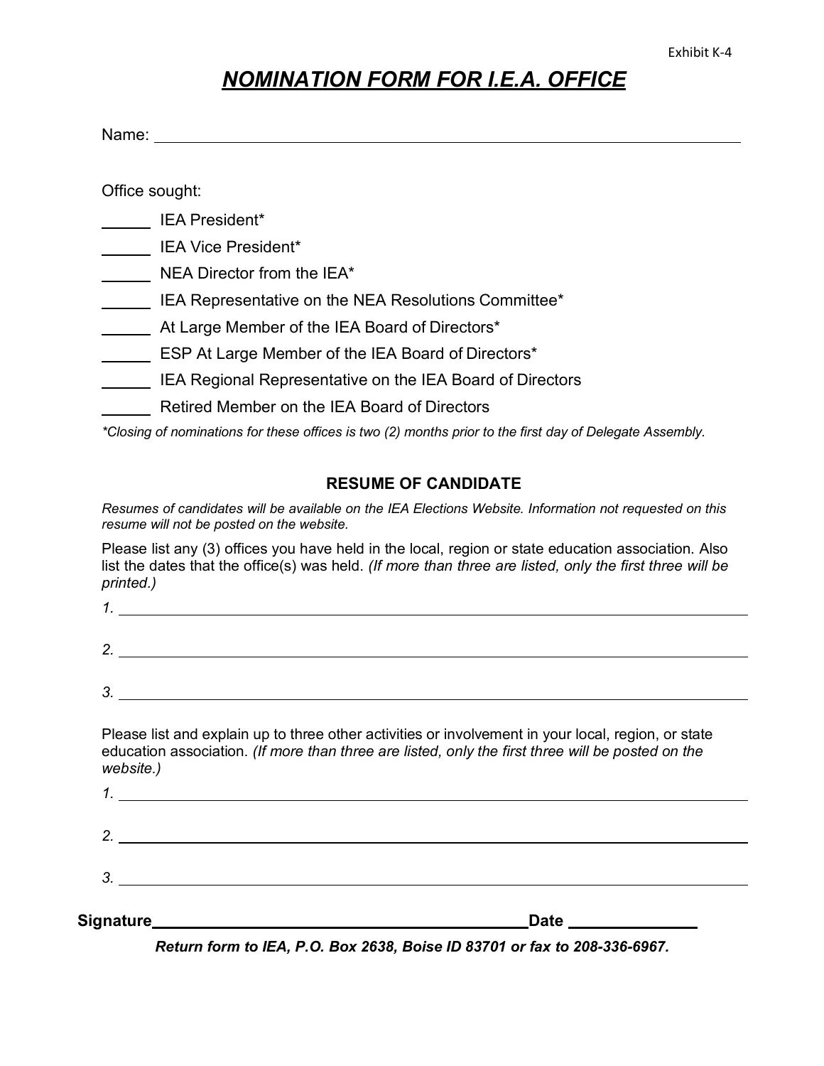Exhibit K-4

# ***NOMINATION FORM FOR I.E.A. OFFICE***

Name: ____________________________________________

Office sought:

______ IEA President*

______ IEA Vice President*

______ NEA Director from the IEA*

______ IEA Representative on the NEA Resolutions Committee*

______ At Large Member of the IEA Board of Directors*

______ ESP At Large Member of the IEA Board of Directors*

______ IEA Regional Representative on the IEA Board of Directors

______ Retired Member on the IEA Board of Directors

*\*Closing of nominations for these offices is two (2) months prior to the first day of Delegate Assembly.*

## RESUME OF CANDIDATE

*Resumes of candidates will be available on the IEA Elections Website. Information not requested on this resume will not be posted on the website.*

Please list any (3) offices you have held in the local, region or state education association. Also list the dates that the office(s) was held. *(If more than three are listed, only the first three will be printed.)*

*1.* ____________________________________________

*2.* ____________________________________________

*3.* ____________________________________________

Please list and explain up to three other activities or involvement in your local, region, or state education association. *(If more than three are listed, only the first three will be posted on the website.)*

*1.* ____________________________________________

*2.* ____________________________________________

*3.* ____________________________________________

**Signature**____________________________ **Date** ______________

***Return form to IEA, P.O. Box 2638, Boise ID 83701 or fax to 208-336-6967.***